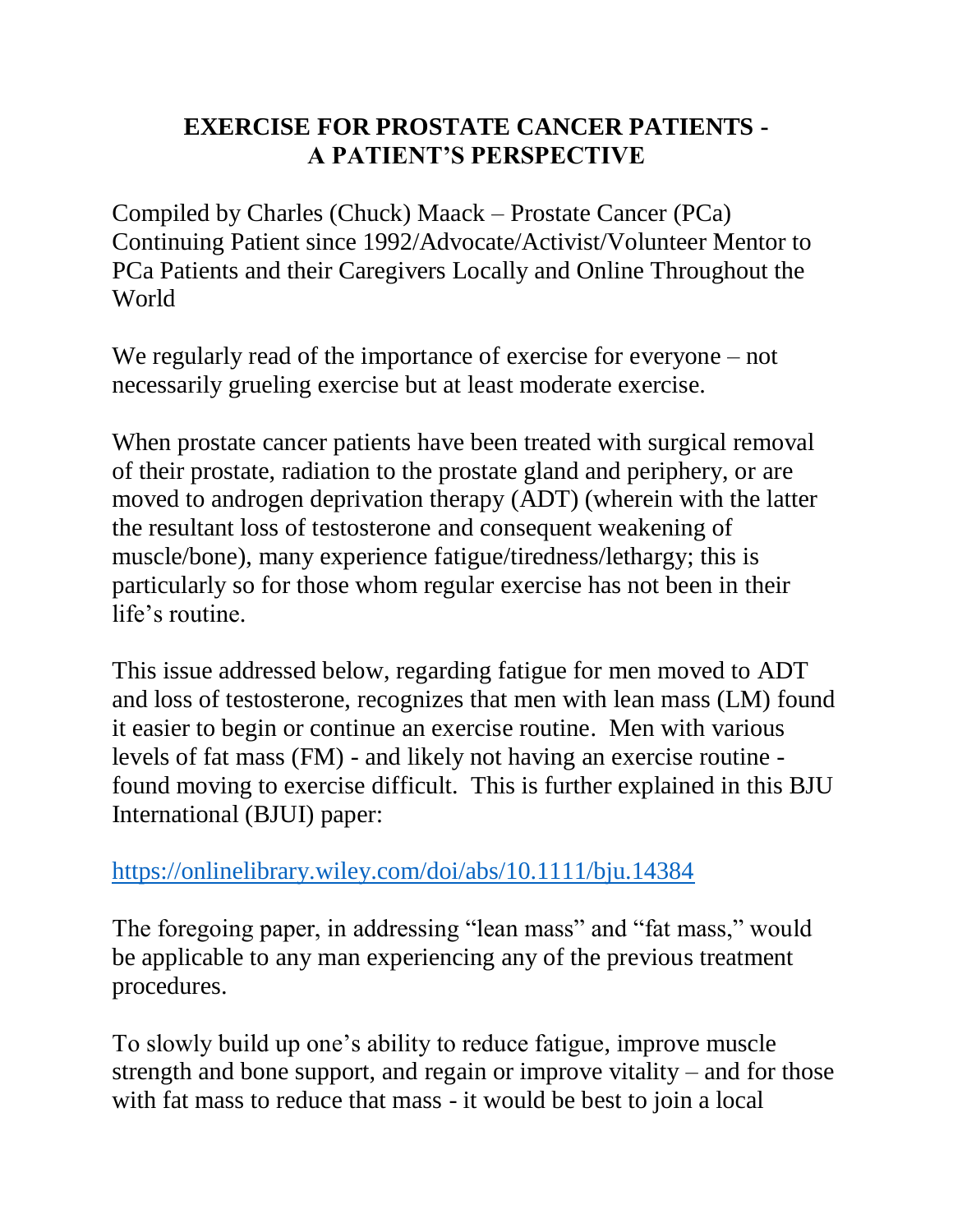# EXERCISE FOR PROSTATE CANCER PATIENTS - A PATIENT'S PERSPECTIVE

Compiled by Charles (Chuck) Maack – Prostate Cancer (PCa) Continuing Patient since 1992/Advocate/Activist/Volunteer Mentor to PCa Patients and their Caregivers Locally and Online Throughout the World

We regularly read of the importance of exercise for everyone – not necessarily grueling exercise but at least moderate exercise.

When prostate cancer patients have been treated with surgical removal of their prostate, radiation to the prostate gland and periphery, or are moved to androgen deprivation therapy (ADT) (wherein with the latter the resultant loss of testosterone and consequent weakening of muscle/bone), many experience fatigue/tiredness/lethargy; this is particularly so for those whom regular exercise has not been in their life's routine.

This issue addressed below, regarding fatigue for men moved to ADT and loss of testosterone, recognizes that men with lean mass (LM) found it easier to begin or continue an exercise routine. Men with various levels of fat mass (FM) - and likely not having an exercise routine - found moving to exercise difficult. This is further explained in this BJU International (BJUI) paper:

https://onlinelibrary.wiley.com/doi/abs/10.1111/bju.14384

The foregoing paper, in addressing "lean mass" and "fat mass," would be applicable to any man experiencing any of the previous treatment procedures.

To slowly build up one's ability to reduce fatigue, improve muscle strength and bone support, and regain or improve vitality – and for those with fat mass to reduce that mass - it would be best to join a local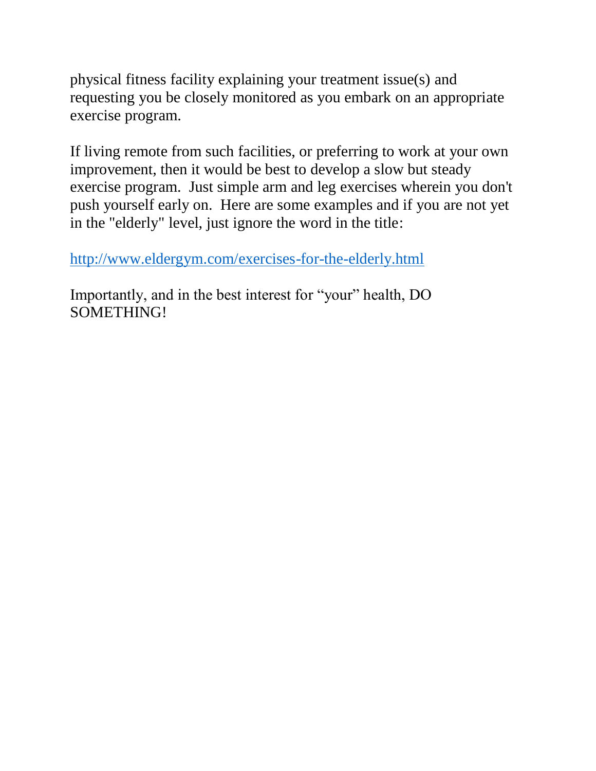physical fitness facility explaining your treatment issue(s) and requesting you be closely monitored as you embark on an appropriate exercise program.

If living remote from such facilities, or preferring to work at your own improvement, then it would be best to develop a slow but steady exercise program. Just simple arm and leg exercises wherein you don't push yourself early on. Here are some examples and if you are not yet in the "elderly" level, just ignore the word in the title:

http://www.eldergym.com/exercises-for-the-elderly.html

Importantly, and in the best interest for "your" health, DO SOMETHING!